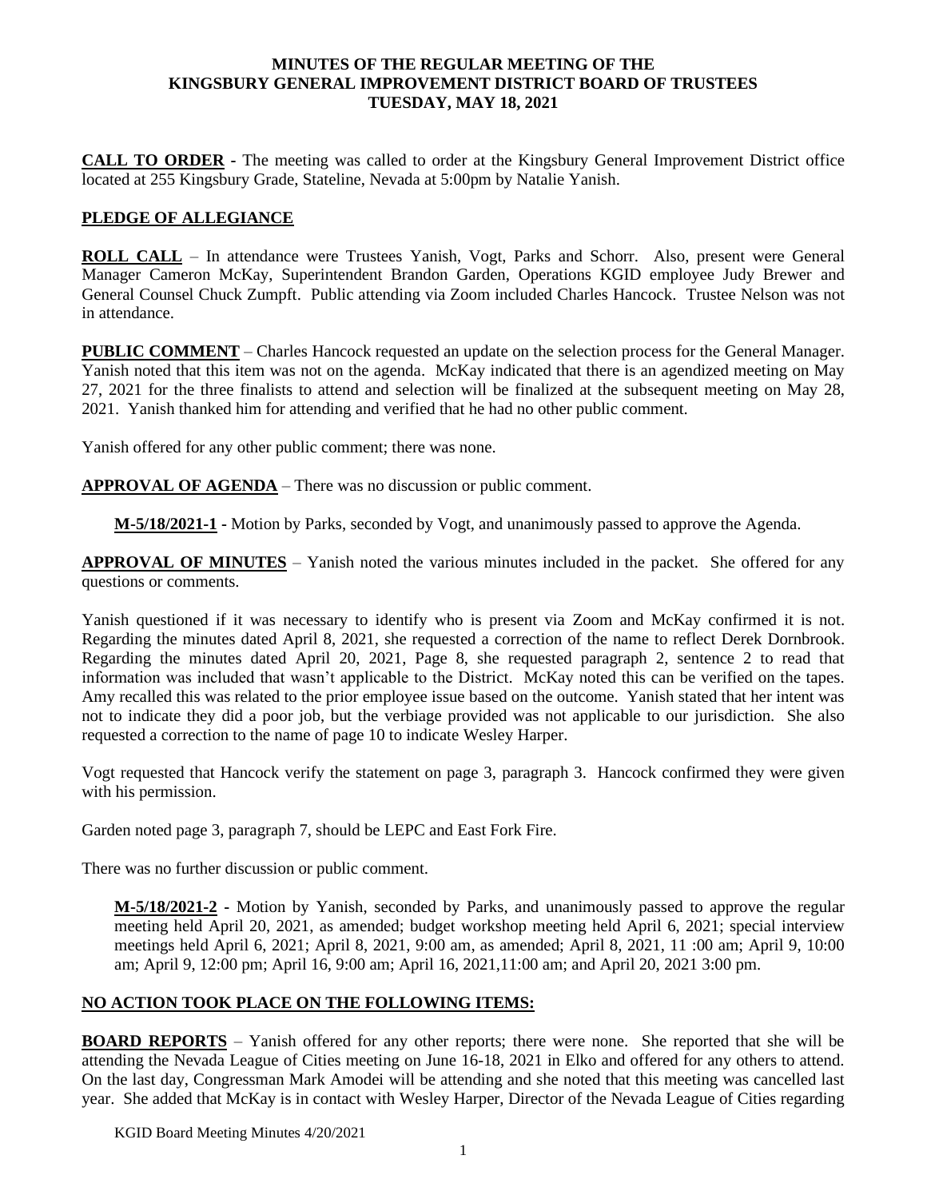**MINUTES OF THE REGULAR MEETING OF THE KINGSBURY GENERAL IMPROVEMENT DISTRICT BOARD OF TRUSTEES TUESDAY, MAY 18, 2021**

**CALL TO ORDER** - The meeting was called to order at the Kingsbury General Improvement District office located at 255 Kingsbury Grade, Stateline, Nevada at 5:00pm by Natalie Yanish.

**PLEDGE OF ALLEGIANCE**

**ROLL CALL** – In attendance were Trustees Yanish, Vogt, Parks and Schorr. Also, present were General Manager Cameron McKay, Superintendent Brandon Garden, Operations KGID employee Judy Brewer and General Counsel Chuck Zumpft. Public attending via Zoom included Charles Hancock. Trustee Nelson was not in attendance.

**PUBLIC COMMENT** – Charles Hancock requested an update on the selection process for the General Manager. Yanish noted that this item was not on the agenda. McKay indicated that there is an agendized meeting on May 27, 2021 for the three finalists to attend and selection will be finalized at the subsequent meeting on May 28, 2021. Yanish thanked him for attending and verified that he had no other public comment.

Yanish offered for any other public comment; there was none.

**APPROVAL OF AGENDA** – There was no discussion or public comment.

**M-5/18/2021-1 -** Motion by Parks, seconded by Vogt, and unanimously passed to approve the Agenda.

**APPROVAL OF MINUTES** – Yanish noted the various minutes included in the packet. She offered for any questions or comments.

Yanish questioned if it was necessary to identify who is present via Zoom and McKay confirmed it is not. Regarding the minutes dated April 8, 2021, she requested a correction of the name to reflect Derek Dornbrook. Regarding the minutes dated April 20, 2021, Page 8, she requested paragraph 2, sentence 2 to read that information was included that wasn't applicable to the District. McKay noted this can be verified on the tapes. Amy recalled this was related to the prior employee issue based on the outcome. Yanish stated that her intent was not to indicate they did a poor job, but the verbiage provided was not applicable to our jurisdiction. She also requested a correction to the name of page 10 to indicate Wesley Harper.

Vogt requested that Hancock verify the statement on page 3, paragraph 3. Hancock confirmed they were given with his permission.

Garden noted page 3, paragraph 7, should be LEPC and East Fork Fire.

There was no further discussion or public comment.

**M-5/18/2021-2 -** Motion by Yanish, seconded by Parks, and unanimously passed to approve the regular meeting held April 20, 2021, as amended; budget workshop meeting held April 6, 2021; special interview meetings held April 6, 2021; April 8, 2021, 9:00 am, as amended; April 8, 2021, 11 :00 am; April 9, 10:00 am; April 9, 12:00 pm; April 16, 9:00 am; April 16, 2021,11:00 am; and April 20, 2021 3:00 pm.

**NO ACTION TOOK PLACE ON THE FOLLOWING ITEMS:**

**BOARD REPORTS** – Yanish offered for any other reports; there were none. She reported that she will be attending the Nevada League of Cities meeting on June 16-18, 2021 in Elko and offered for any others to attend. On the last day, Congressman Mark Amodei will be attending and she noted that this meeting was cancelled last year. She added that McKay is in contact with Wesley Harper, Director of the Nevada League of Cities regarding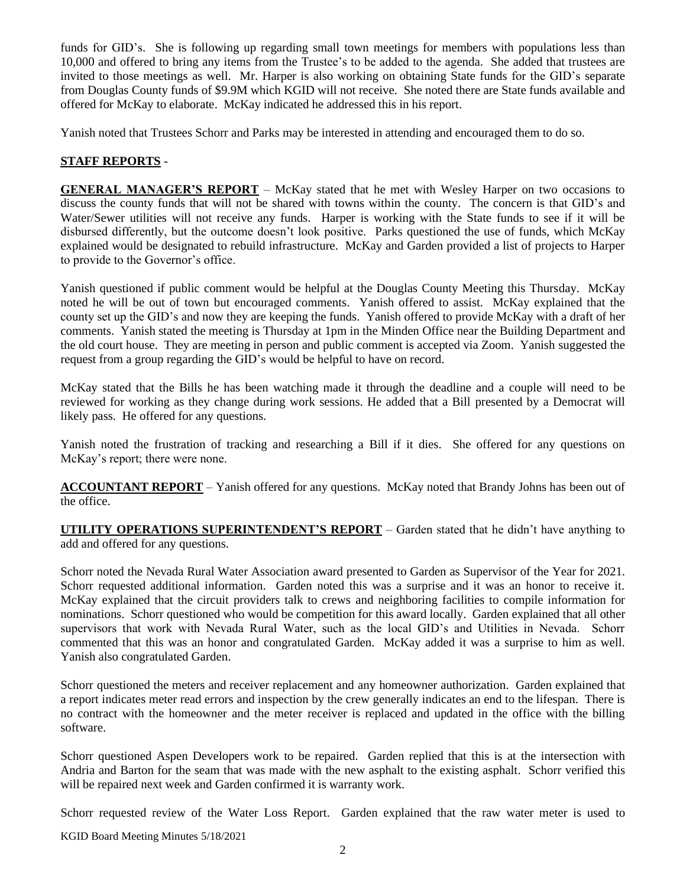funds for GID's. She is following up regarding small town meetings for members with populations less than 10,000 and offered to bring any items from the Trustee's to be added to the agenda. She added that trustees are invited to those meetings as well. Mr. Harper is also working on obtaining State funds for the GID's separate from Douglas County funds of $9.9M which KGID will not receive. She noted there are State funds available and offered for McKay to elaborate. McKay indicated he addressed this in his report.

Yanish noted that Trustees Schorr and Parks may be interested in attending and encouraged them to do so.

**STAFF REPORTS** -

**GENERAL MANAGER'S REPORT** – McKay stated that he met with Wesley Harper on two occasions to discuss the county funds that will not be shared with towns within the county. The concern is that GID's and Water/Sewer utilities will not receive any funds. Harper is working with the State funds to see if it will be disbursed differently, but the outcome doesn't look positive. Parks questioned the use of funds, which McKay explained would be designated to rebuild infrastructure. McKay and Garden provided a list of projects to Harper to provide to the Governor's office.

Yanish questioned if public comment would be helpful at the Douglas County Meeting this Thursday. McKay noted he will be out of town but encouraged comments. Yanish offered to assist. McKay explained that the county set up the GID's and now they are keeping the funds. Yanish offered to provide McKay with a draft of her comments. Yanish stated the meeting is Thursday at 1pm in the Minden Office near the Building Department and the old court house. They are meeting in person and public comment is accepted via Zoom. Yanish suggested the request from a group regarding the GID's would be helpful to have on record.

McKay stated that the Bills he has been watching made it through the deadline and a couple will need to be reviewed for working as they change during work sessions. He added that a Bill presented by a Democrat will likely pass. He offered for any questions.

Yanish noted the frustration of tracking and researching a Bill if it dies. She offered for any questions on McKay's report; there were none.

**ACCOUNTANT REPORT** – Yanish offered for any questions. McKay noted that Brandy Johns has been out of the office.

**UTILITY OPERATIONS SUPERINTENDENT'S REPORT** – Garden stated that he didn't have anything to add and offered for any questions.

Schorr noted the Nevada Rural Water Association award presented to Garden as Supervisor of the Year for 2021. Schorr requested additional information. Garden noted this was a surprise and it was an honor to receive it. McKay explained that the circuit providers talk to crews and neighboring facilities to compile information for nominations. Schorr questioned who would be competition for this award locally. Garden explained that all other supervisors that work with Nevada Rural Water, such as the local GID's and Utilities in Nevada. Schorr commented that this was an honor and congratulated Garden. McKay added it was a surprise to him as well. Yanish also congratulated Garden.

Schorr questioned the meters and receiver replacement and any homeowner authorization. Garden explained that a report indicates meter read errors and inspection by the crew generally indicates an end to the lifespan. There is no contract with the homeowner and the meter receiver is replaced and updated in the office with the billing software.

Schorr questioned Aspen Developers work to be repaired. Garden replied that this is at the intersection with Andria and Barton for the seam that was made with the new asphalt to the existing asphalt. Schorr verified this will be repaired next week and Garden confirmed it is warranty work.

Schorr requested review of the Water Loss Report. Garden explained that the raw water meter is used to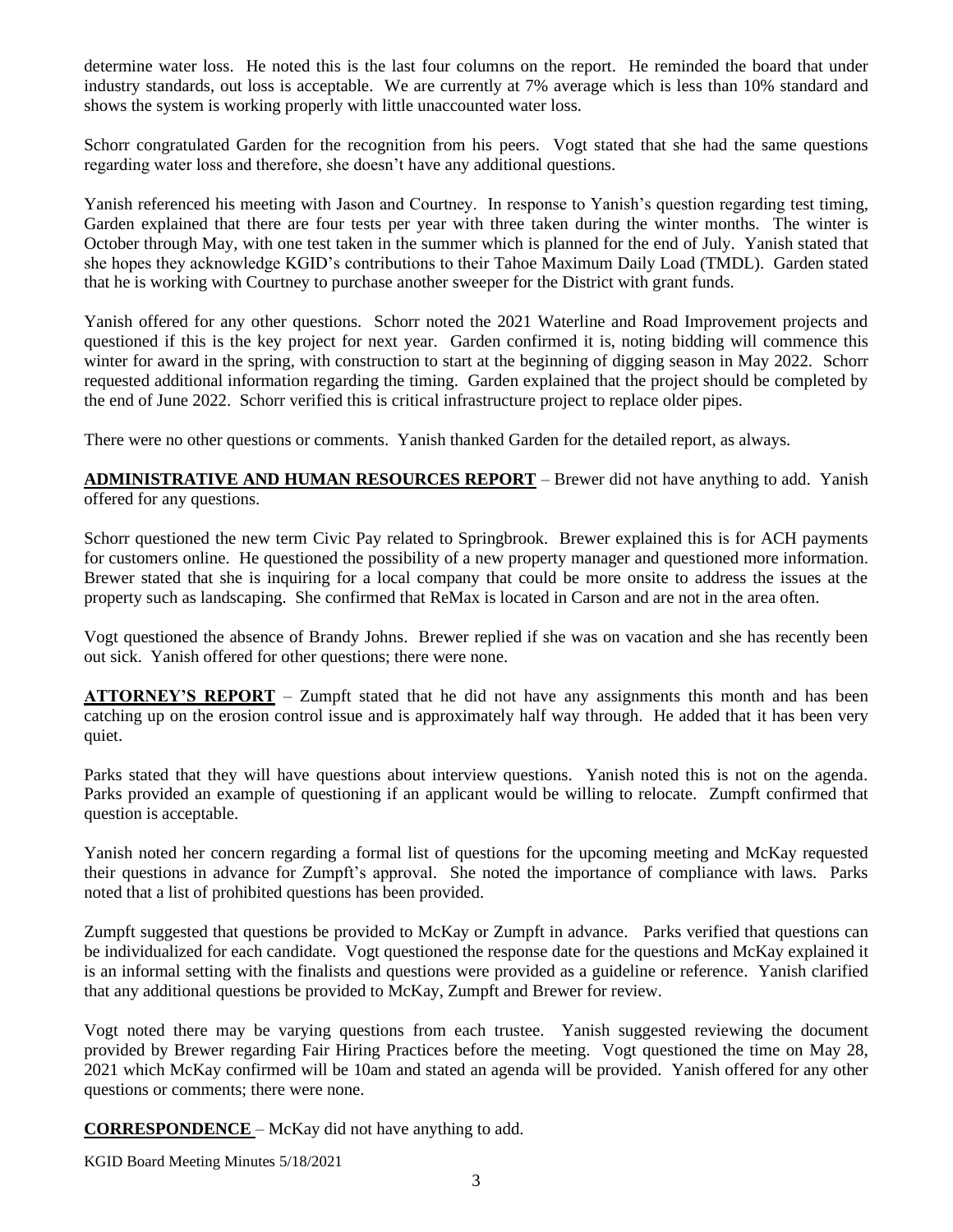determine water loss. He noted this is the last four columns on the report. He reminded the board that under industry standards, out loss is acceptable. We are currently at 7% average which is less than 10% standard and shows the system is working properly with little unaccounted water loss.

Schorr congratulated Garden for the recognition from his peers. Vogt stated that she had the same questions regarding water loss and therefore, she doesn't have any additional questions.

Yanish referenced his meeting with Jason and Courtney. In response to Yanish's question regarding test timing, Garden explained that there are four tests per year with three taken during the winter months. The winter is October through May, with one test taken in the summer which is planned for the end of July. Yanish stated that she hopes they acknowledge KGID's contributions to their Tahoe Maximum Daily Load (TMDL). Garden stated that he is working with Courtney to purchase another sweeper for the District with grant funds.

Yanish offered for any other questions. Schorr noted the 2021 Waterline and Road Improvement projects and questioned if this is the key project for next year. Garden confirmed it is, noting bidding will commence this winter for award in the spring, with construction to start at the beginning of digging season in May 2022. Schorr requested additional information regarding the timing. Garden explained that the project should be completed by the end of June 2022. Schorr verified this is critical infrastructure project to replace older pipes.

There were no other questions or comments. Yanish thanked Garden for the detailed report, as always.

**ADMINISTRATIVE AND HUMAN RESOURCES REPORT** – Brewer did not have anything to add. Yanish offered for any questions.

Schorr questioned the new term Civic Pay related to Springbrook. Brewer explained this is for ACH payments for customers online. He questioned the possibility of a new property manager and questioned more information. Brewer stated that she is inquiring for a local company that could be more onsite to address the issues at the property such as landscaping. She confirmed that ReMax is located in Carson and are not in the area often.

Vogt questioned the absence of Brandy Johns. Brewer replied if she was on vacation and she has recently been out sick. Yanish offered for other questions; there were none.

**ATTORNEY'S REPORT** – Zumpft stated that he did not have any assignments this month and has been catching up on the erosion control issue and is approximately half way through. He added that it has been very quiet.

Parks stated that they will have questions about interview questions. Yanish noted this is not on the agenda. Parks provided an example of questioning if an applicant would be willing to relocate. Zumpft confirmed that question is acceptable.

Yanish noted her concern regarding a formal list of questions for the upcoming meeting and McKay requested their questions in advance for Zumpft's approval. She noted the importance of compliance with laws. Parks noted that a list of prohibited questions has been provided.

Zumpft suggested that questions be provided to McKay or Zumpft in advance. Parks verified that questions can be individualized for each candidate. Vogt questioned the response date for the questions and McKay explained it is an informal setting with the finalists and questions were provided as a guideline or reference. Yanish clarified that any additional questions be provided to McKay, Zumpft and Brewer for review.

Vogt noted there may be varying questions from each trustee. Yanish suggested reviewing the document provided by Brewer regarding Fair Hiring Practices before the meeting. Vogt questioned the time on May 28, 2021 which McKay confirmed will be 10am and stated an agenda will be provided. Yanish offered for any other questions or comments; there were none.

**CORRESPONDENCE** – McKay did not have anything to add.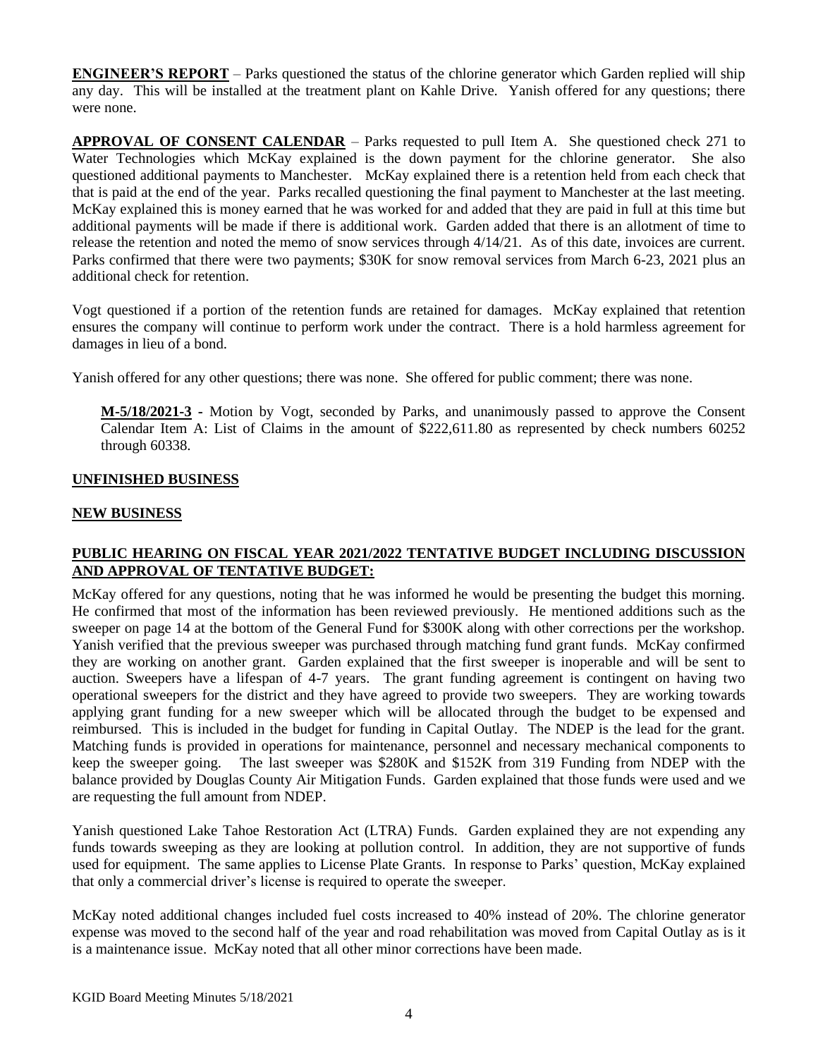**ENGINEER'S REPORT** – Parks questioned the status of the chlorine generator which Garden replied will ship any day. This will be installed at the treatment plant on Kahle Drive. Yanish offered for any questions; there were none.

**APPROVAL OF CONSENT CALENDAR** – Parks requested to pull Item A. She questioned check 271 to Water Technologies which McKay explained is the down payment for the chlorine generator. She also questioned additional payments to Manchester. McKay explained there is a retention held from each check that that is paid at the end of the year. Parks recalled questioning the final payment to Manchester at the last meeting. McKay explained this is money earned that he was worked for and added that they are paid in full at this time but additional payments will be made if there is additional work. Garden added that there is an allotment of time to release the retention and noted the memo of snow services through 4/14/21. As of this date, invoices are current. Parks confirmed that there were two payments; $30K for snow removal services from March 6-23, 2021 plus an additional check for retention.

Vogt questioned if a portion of the retention funds are retained for damages. McKay explained that retention ensures the company will continue to perform work under the contract. There is a hold harmless agreement for damages in lieu of a bond.

Yanish offered for any other questions; there was none. She offered for public comment; there was none.

> **M-5/18/2021-3** - Motion by Vogt, seconded by Parks, and unanimously passed to approve the Consent Calendar Item A: List of Claims in the amount of $222,611.80 as represented by check numbers 60252 through 60338.

**UNFINISHED BUSINESS**

**NEW BUSINESS**

**PUBLIC HEARING ON FISCAL YEAR 2021/2022 TENTATIVE BUDGET INCLUDING DISCUSSION AND APPROVAL OF TENTATIVE BUDGET:**

McKay offered for any questions, noting that he was informed he would be presenting the budget this morning. He confirmed that most of the information has been reviewed previously. He mentioned additions such as the sweeper on page 14 at the bottom of the General Fund for $300K along with other corrections per the workshop. Yanish verified that the previous sweeper was purchased through matching fund grant funds. McKay confirmed they are working on another grant. Garden explained that the first sweeper is inoperable and will be sent to auction. Sweepers have a lifespan of 4-7 years. The grant funding agreement is contingent on having two operational sweepers for the district and they have agreed to provide two sweepers. They are working towards applying grant funding for a new sweeper which will be allocated through the budget to be expensed and reimbursed. This is included in the budget for funding in Capital Outlay. The NDEP is the lead for the grant. Matching funds is provided in operations for maintenance, personnel and necessary mechanical components to keep the sweeper going. The last sweeper was $280K and $152K from 319 Funding from NDEP with the balance provided by Douglas County Air Mitigation Funds. Garden explained that those funds were used and we are requesting the full amount from NDEP.

Yanish questioned Lake Tahoe Restoration Act (LTRA) Funds. Garden explained they are not expending any funds towards sweeping as they are looking at pollution control. In addition, they are not supportive of funds used for equipment. The same applies to License Plate Grants. In response to Parks' question, McKay explained that only a commercial driver's license is required to operate the sweeper.

McKay noted additional changes included fuel costs increased to 40% instead of 20%. The chlorine generator expense was moved to the second half of the year and road rehabilitation was moved from Capital Outlay as is it is a maintenance issue. McKay noted that all other minor corrections have been made.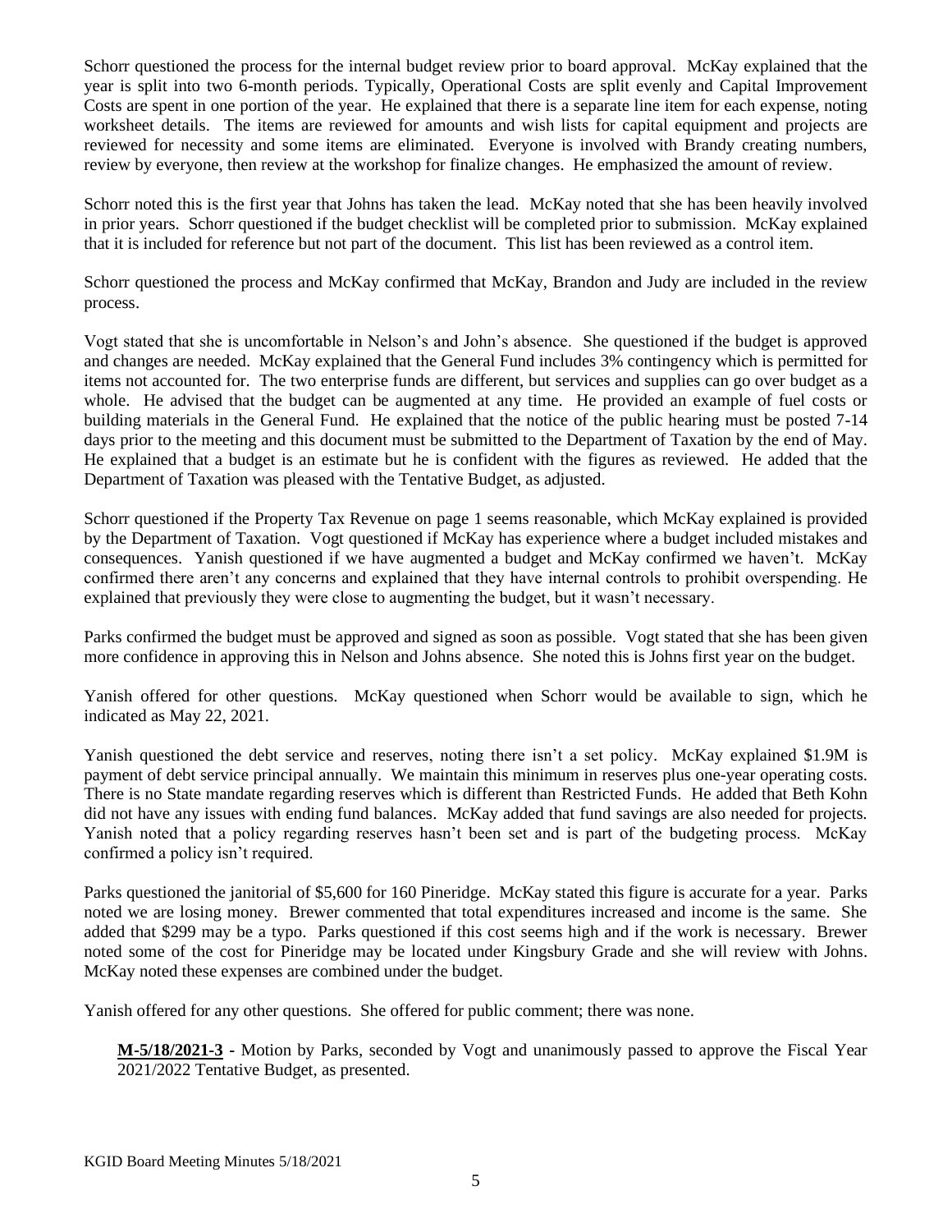Schorr questioned the process for the internal budget review prior to board approval. McKay explained that the year is split into two 6-month periods. Typically, Operational Costs are split evenly and Capital Improvement Costs are spent in one portion of the year. He explained that there is a separate line item for each expense, noting worksheet details. The items are reviewed for amounts and wish lists for capital equipment and projects are reviewed for necessity and some items are eliminated. Everyone is involved with Brandy creating numbers, review by everyone, then review at the workshop for finalize changes. He emphasized the amount of review.

Schorr noted this is the first year that Johns has taken the lead. McKay noted that she has been heavily involved in prior years. Schorr questioned if the budget checklist will be completed prior to submission. McKay explained that it is included for reference but not part of the document. This list has been reviewed as a control item.

Schorr questioned the process and McKay confirmed that McKay, Brandon and Judy are included in the review process.

Vogt stated that she is uncomfortable in Nelson's and John's absence. She questioned if the budget is approved and changes are needed. McKay explained that the General Fund includes 3% contingency which is permitted for items not accounted for. The two enterprise funds are different, but services and supplies can go over budget as a whole. He advised that the budget can be augmented at any time. He provided an example of fuel costs or building materials in the General Fund. He explained that the notice of the public hearing must be posted 7-14 days prior to the meeting and this document must be submitted to the Department of Taxation by the end of May. He explained that a budget is an estimate but he is confident with the figures as reviewed. He added that the Department of Taxation was pleased with the Tentative Budget, as adjusted.

Schorr questioned if the Property Tax Revenue on page 1 seems reasonable, which McKay explained is provided by the Department of Taxation. Vogt questioned if McKay has experience where a budget included mistakes and consequences. Yanish questioned if we have augmented a budget and McKay confirmed we haven't. McKay confirmed there aren't any concerns and explained that they have internal controls to prohibit overspending. He explained that previously they were close to augmenting the budget, but it wasn't necessary.

Parks confirmed the budget must be approved and signed as soon as possible. Vogt stated that she has been given more confidence in approving this in Nelson and Johns absence. She noted this is Johns first year on the budget.

Yanish offered for other questions. McKay questioned when Schorr would be available to sign, which he indicated as May 22, 2021.

Yanish questioned the debt service and reserves, noting there isn't a set policy. McKay explained \$1.9M is payment of debt service principal annually. We maintain this minimum in reserves plus one-year operating costs. There is no State mandate regarding reserves which is different than Restricted Funds. He added that Beth Kohn did not have any issues with ending fund balances. McKay added that fund savings are also needed for projects. Yanish noted that a policy regarding reserves hasn't been set and is part of the budgeting process. McKay confirmed a policy isn't required.

Parks questioned the janitorial of \$5,600 for 160 Pineridge. McKay stated this figure is accurate for a year. Parks noted we are losing money. Brewer commented that total expenditures increased and income is the same. She added that \$299 may be a typo. Parks questioned if this cost seems high and if the work is necessary. Brewer noted some of the cost for Pineridge may be located under Kingsbury Grade and she will review with Johns. McKay noted these expenses are combined under the budget.

Yanish offered for any other questions. She offered for public comment; there was none.

> **<u>M-5/18/2021-3</u>** - Motion by Parks, seconded by Vogt and unanimously passed to approve the Fiscal Year 2021/2022 Tentative Budget, as presented.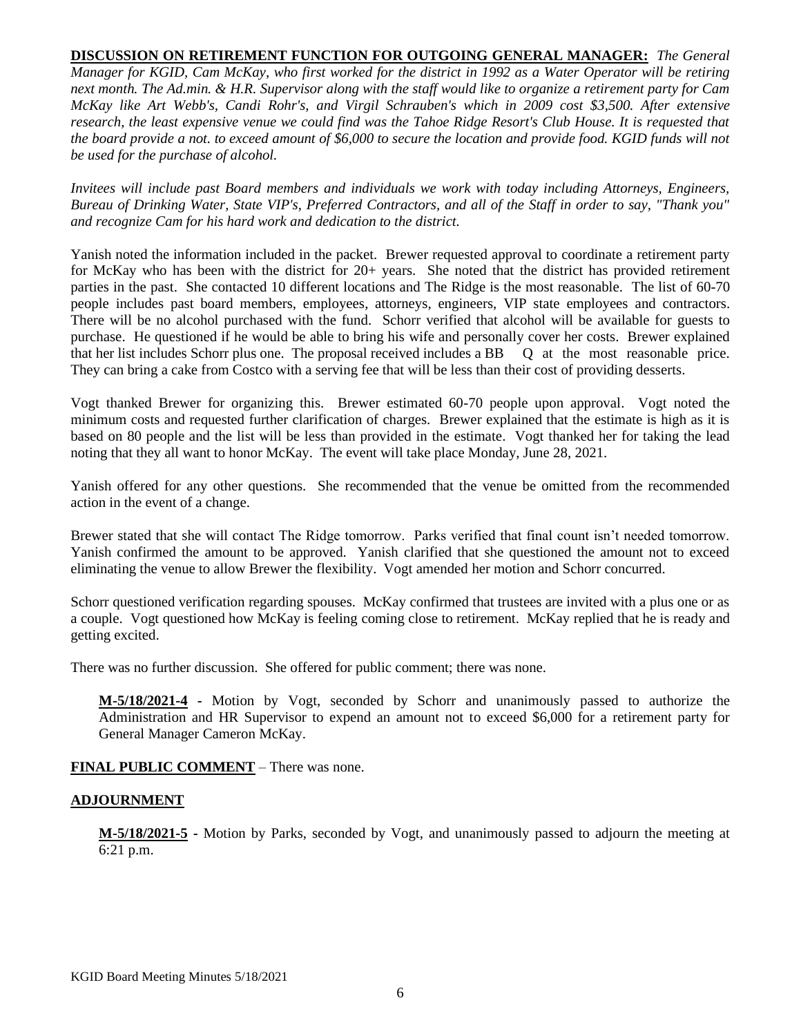**DISCUSSION ON RETIREMENT FUNCTION FOR OUTGOING GENERAL MANAGER:** *The General Manager for KGID, Cam McKay, who first worked for the district in 1992 as a Water Operator will be retiring next month. The Ad.min. & H.R. Supervisor along with the staff would like to organize a retirement party for Cam McKay like Art Webb's, Candi Rohr's, and Virgil Schrauben's which in 2009 cost $3,500. After extensive research, the least expensive venue we could find was the Tahoe Ridge Resort's Club House. It is requested that the board provide a not. to exceed amount of $6,000 to secure the location and provide food. KGID funds will not be used for the purchase of alcohol.*

*Invitees will include past Board members and individuals we work with today including Attorneys, Engineers, Bureau of Drinking Water, State VIP's, Preferred Contractors, and all of the Staff in order to say, "Thank you" and recognize Cam for his hard work and dedication to the district.*

Yanish noted the information included in the packet. Brewer requested approval to coordinate a retirement party for McKay who has been with the district for 20+ years. She noted that the district has provided retirement parties in the past. She contacted 10 different locations and The Ridge is the most reasonable. The list of 60-70 people includes past board members, employees, attorneys, engineers, VIP state employees and contractors. There will be no alcohol purchased with the fund. Schorr verified that alcohol will be available for guests to purchase. He questioned if he would be able to bring his wife and personally cover her costs. Brewer explained that her list includes Schorr plus one. The proposal received includes a BBQ at the most reasonable price. They can bring a cake from Costco with a serving fee that will be less than their cost of providing desserts.

Vogt thanked Brewer for organizing this. Brewer estimated 60-70 people upon approval. Vogt noted the minimum costs and requested further clarification of charges. Brewer explained that the estimate is high as it is based on 80 people and the list will be less than provided in the estimate. Vogt thanked her for taking the lead noting that they all want to honor McKay. The event will take place Monday, June 28, 2021.

Yanish offered for any other questions. She recommended that the venue be omitted from the recommended action in the event of a change.

Brewer stated that she will contact The Ridge tomorrow. Parks verified that final count isn't needed tomorrow. Yanish confirmed the amount to be approved. Yanish clarified that she questioned the amount not to exceed eliminating the venue to allow Brewer the flexibility. Vogt amended her motion and Schorr concurred.

Schorr questioned verification regarding spouses. McKay confirmed that trustees are invited with a plus one or as a couple. Vogt questioned how McKay is feeling coming close to retirement. McKay replied that he is ready and getting excited.

There was no further discussion. She offered for public comment; there was none.

> **M-5/18/2021-4** - Motion by Vogt, seconded by Schorr and unanimously passed to authorize the Administration and HR Supervisor to expend an amount not to exceed $6,000 for a retirement party for General Manager Cameron McKay.

**FINAL PUBLIC COMMENT** – There was none.

**ADJOURNMENT**

> **M-5/18/2021-5** - Motion by Parks, seconded by Vogt, and unanimously passed to adjourn the meeting at 6:21 p.m.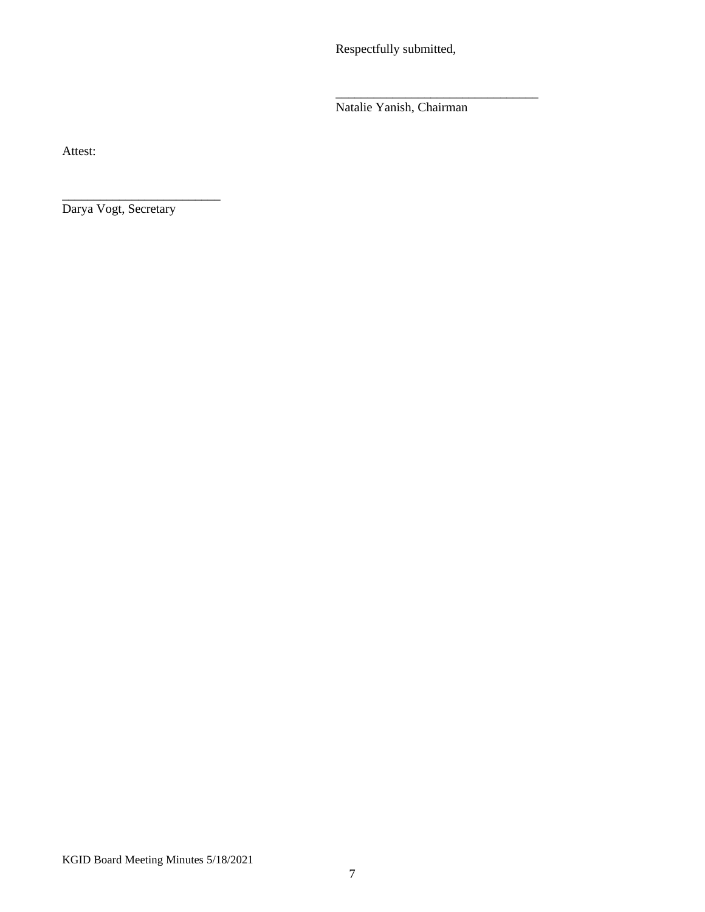Respectfully submitted,

_________________________________
Natalie Yanish, Chairman

Attest:

_________________________
Darya Vogt, Secretary